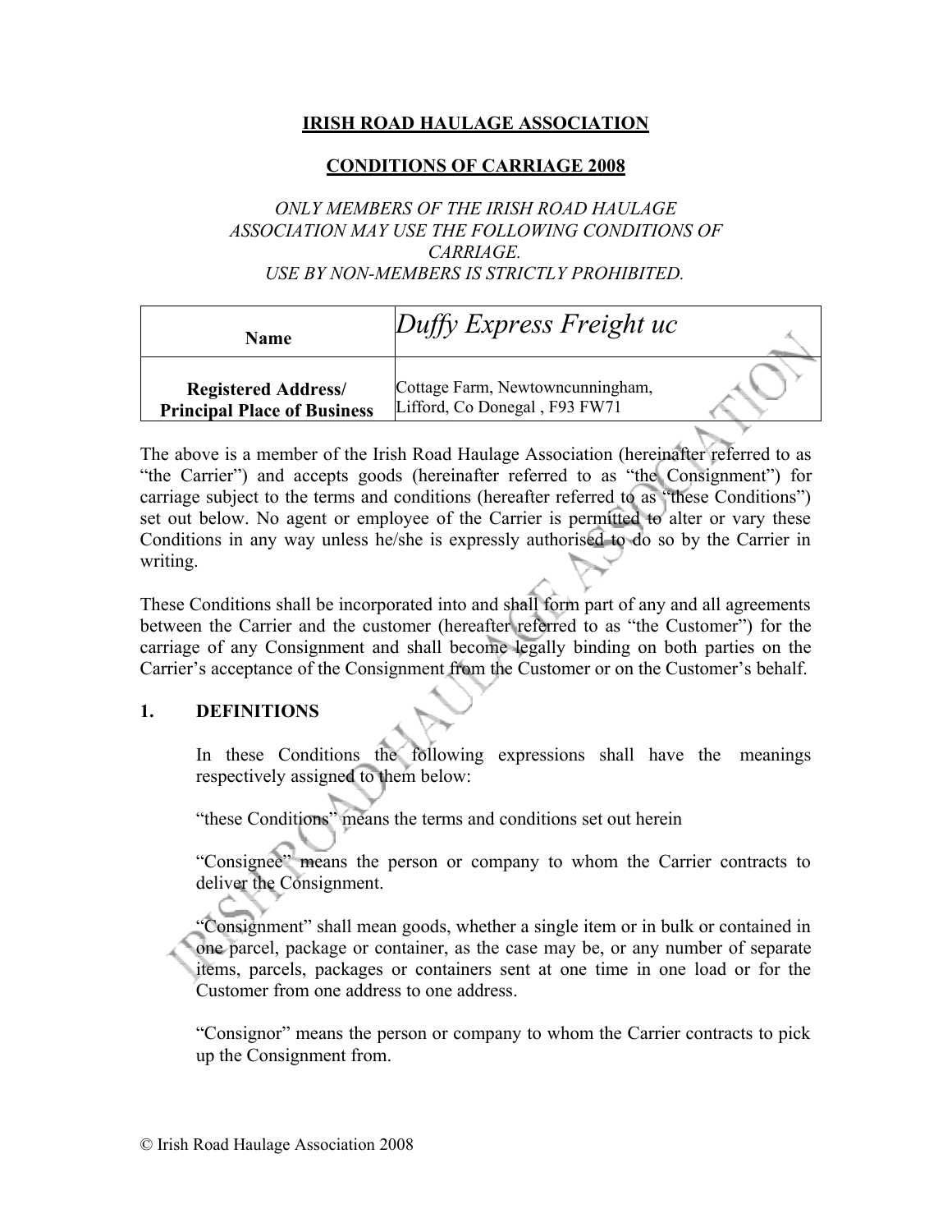**IRISH ROAD HAULAGE ASSOCIATION**

**CONDITIONS OF CARRIAGE 2008**

*ONLY MEMBERS OF THE IRISH ROAD HAULAGE ASSOCIATION MAY USE THE FOLLOWING CONDITIONS OF CARRIAGE.*
*USE BY NON-MEMBERS IS STRICTLY PROHIBITED.*

| **Name** | *Duffy Express Freight uc* |
|---|---|
| **Registered Address/ Principal Place of Business** | Cottage Farm, Newtowncunningham, Lifford, Co Donegal , F93 FW71 |

The above is a member of the Irish Road Haulage Association (hereinafter referred to as "the Carrier") and accepts goods (hereinafter referred to as "the Consignment") for carriage subject to the terms and conditions (hereafter referred to as "these Conditions") set out below. No agent or employee of the Carrier is permitted to alter or vary these Conditions in any way unless he/she is expressly authorised to do so by the Carrier in writing.

These Conditions shall be incorporated into and shall form part of any and all agreements between the Carrier and the customer (hereafter referred to as "the Customer") for the carriage of any Consignment and shall become legally binding on both parties on the Carrier's acceptance of the Consignment from the Customer or on the Customer's behalf.

## 1. DEFINITIONS

In these Conditions the following expressions shall have the meanings respectively assigned to them below:

"these Conditions" means the terms and conditions set out herein

"Consignee" means the person or company to whom the Carrier contracts to deliver the Consignment.

"Consignment" shall mean goods, whether a single item or in bulk or contained in one parcel, package or container, as the case may be, or any number of separate items, parcels, packages or containers sent at one time in one load or for the Customer from one address to one address.

"Consignor" means the person or company to whom the Carrier contracts to pick up the Consignment from.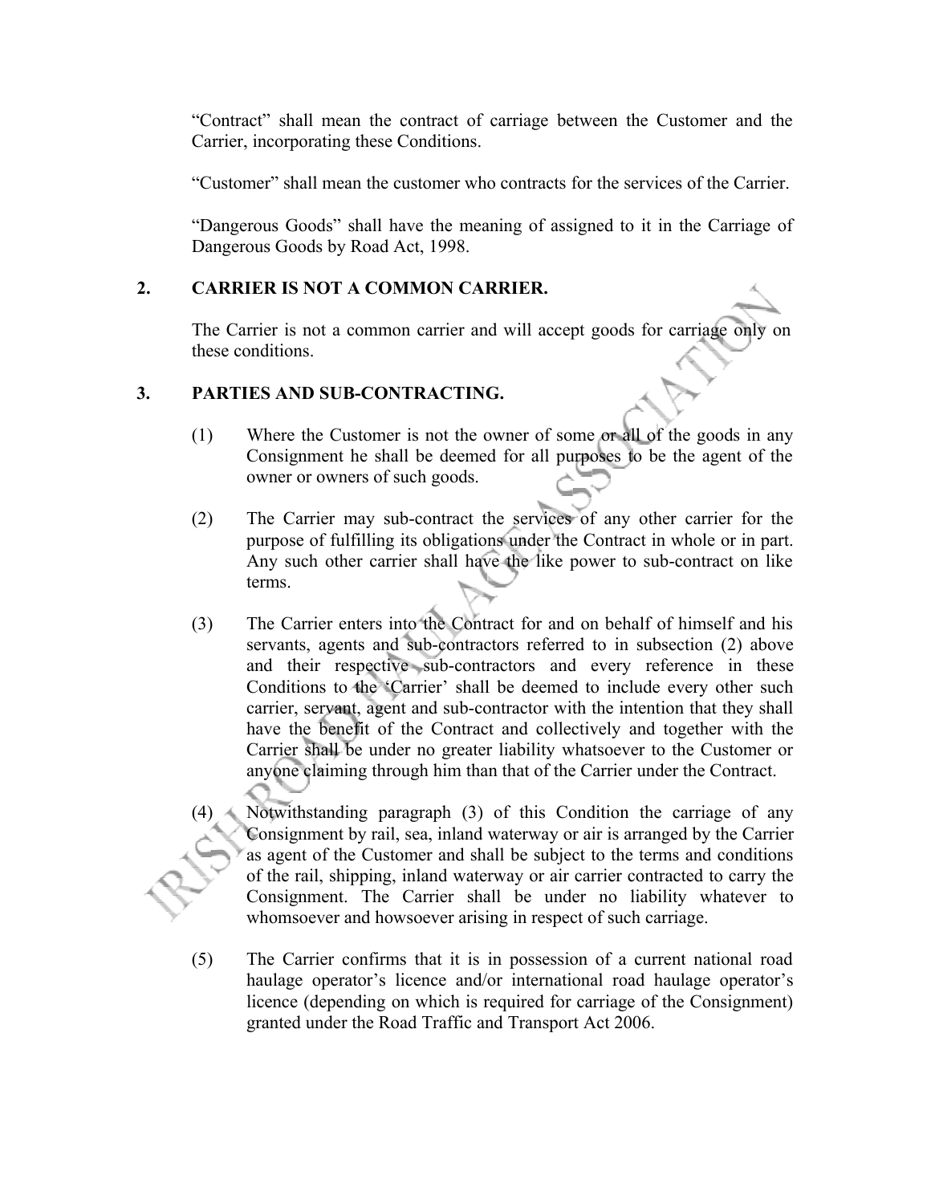"Contract" shall mean the contract of carriage between the Customer and the Carrier, incorporating these Conditions.

"Customer" shall mean the customer who contracts for the services of the Carrier.

"Dangerous Goods" shall have the meaning of assigned to it in the Carriage of Dangerous Goods by Road Act, 1998.

## 2. CARRIER IS NOT A COMMON CARRIER.

The Carrier is not a common carrier and will accept goods for carriage only on these conditions.

## 3. PARTIES AND SUB-CONTRACTING.

(1) Where the Customer is not the owner of some or all of the goods in any Consignment he shall be deemed for all purposes to be the agent of the owner or owners of such goods.

(2) The Carrier may sub-contract the services of any other carrier for the purpose of fulfilling its obligations under the Contract in whole or in part. Any such other carrier shall have the like power to sub-contract on like terms.

(3) The Carrier enters into the Contract for and on behalf of himself and his servants, agents and sub-contractors referred to in subsection (2) above and their respective sub-contractors and every reference in these Conditions to the 'Carrier' shall be deemed to include every other such carrier, servant, agent and sub-contractor with the intention that they shall have the benefit of the Contract and collectively and together with the Carrier shall be under no greater liability whatsoever to the Customer or anyone claiming through him than that of the Carrier under the Contract.

(4) Notwithstanding paragraph (3) of this Condition the carriage of any Consignment by rail, sea, inland waterway or air is arranged by the Carrier as agent of the Customer and shall be subject to the terms and conditions of the rail, shipping, inland waterway or air carrier contracted to carry the Consignment. The Carrier shall be under no liability whatever to whomsoever and howsoever arising in respect of such carriage.

(5) The Carrier confirms that it is in possession of a current national road haulage operator's licence and/or international road haulage operator's licence (depending on which is required for carriage of the Consignment) granted under the Road Traffic and Transport Act 2006.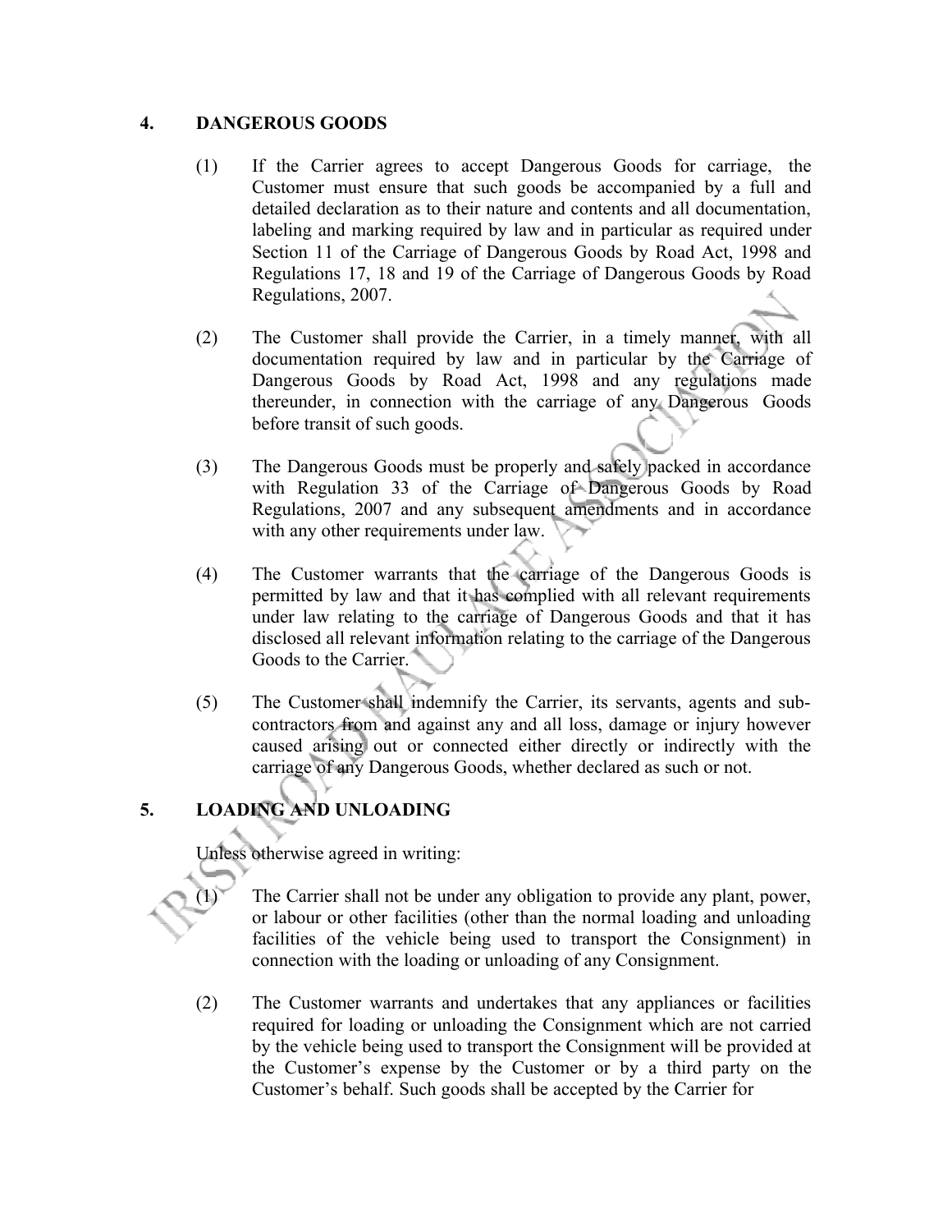## 4. DANGEROUS GOODS

(1) If the Carrier agrees to accept Dangerous Goods for carriage, the Customer must ensure that such goods be accompanied by a full and detailed declaration as to their nature and contents and all documentation, labeling and marking required by law and in particular as required under Section 11 of the Carriage of Dangerous Goods by Road Act, 1998 and Regulations 17, 18 and 19 of the Carriage of Dangerous Goods by Road Regulations, 2007.

(2) The Customer shall provide the Carrier, in a timely manner, with all documentation required by law and in particular by the Carriage of Dangerous Goods by Road Act, 1998 and any regulations made thereunder, in connection with the carriage of any Dangerous Goods before transit of such goods.

(3) The Dangerous Goods must be properly and safely packed in accordance with Regulation 33 of the Carriage of Dangerous Goods by Road Regulations, 2007 and any subsequent amendments and in accordance with any other requirements under law.

(4) The Customer warrants that the carriage of the Dangerous Goods is permitted by law and that it has complied with all relevant requirements under law relating to the carriage of Dangerous Goods and that it has disclosed all relevant information relating to the carriage of the Dangerous Goods to the Carrier.

(5) The Customer shall indemnify the Carrier, its servants, agents and sub-contractors from and against any and all loss, damage or injury however caused arising out or connected either directly or indirectly with the carriage of any Dangerous Goods, whether declared as such or not.

## 5. LOADING AND UNLOADING

Unless otherwise agreed in writing:

(1) The Carrier shall not be under any obligation to provide any plant, power, or labour or other facilities (other than the normal loading and unloading facilities of the vehicle being used to transport the Consignment) in connection with the loading or unloading of any Consignment.

(2) The Customer warrants and undertakes that any appliances or facilities required for loading or unloading the Consignment which are not carried by the vehicle being used to transport the Consignment will be provided at the Customer's expense by the Customer or by a third party on the Customer's behalf. Such goods shall be accepted by the Carrier for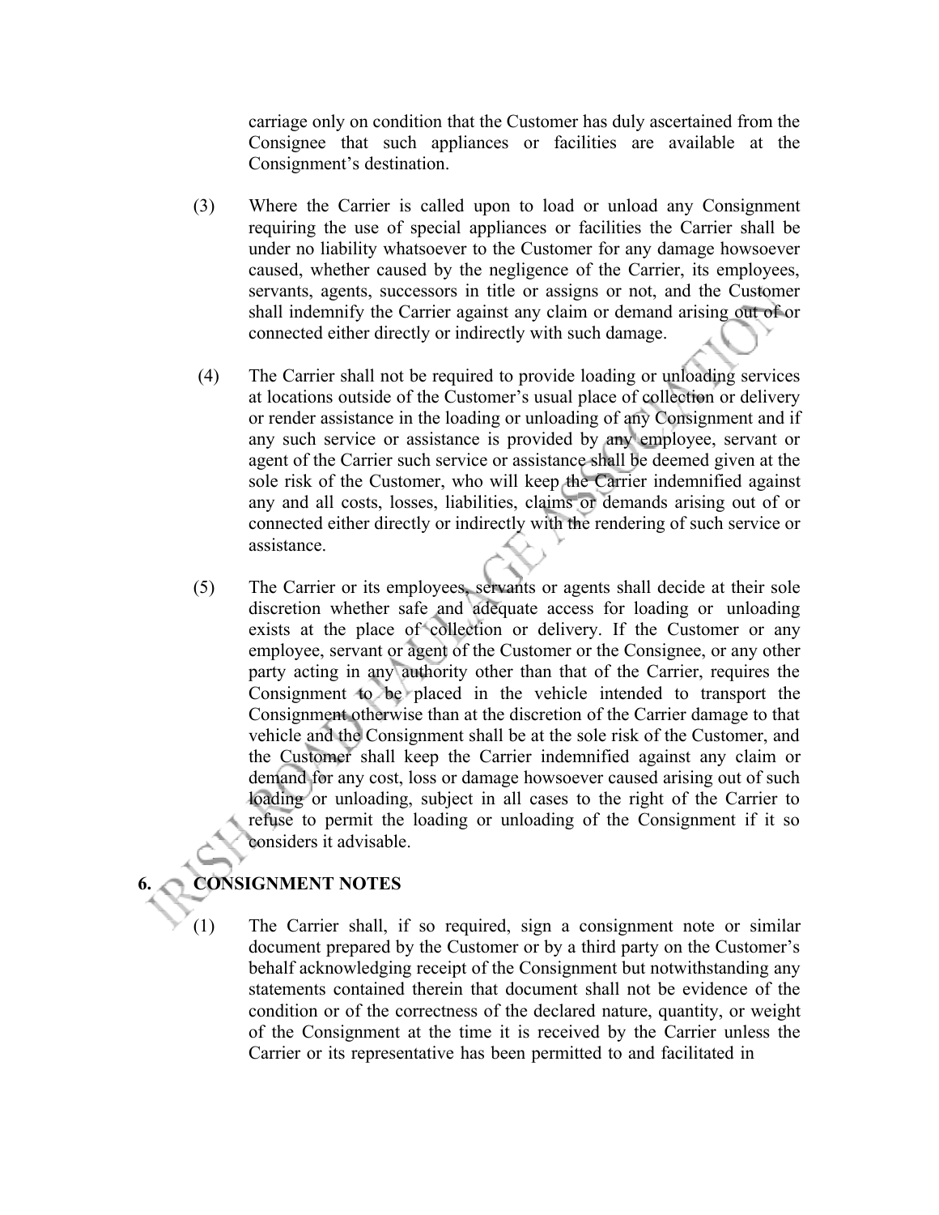carriage only on condition that the Customer has duly ascertained from the Consignee that such appliances or facilities are available at the Consignment's destination.

(3) Where the Carrier is called upon to load or unload any Consignment requiring the use of special appliances or facilities the Carrier shall be under no liability whatsoever to the Customer for any damage howsoever caused, whether caused by the negligence of the Carrier, its employees, servants, agents, successors in title or assigns or not, and the Customer shall indemnify the Carrier against any claim or demand arising out of or connected either directly or indirectly with such damage.

(4) The Carrier shall not be required to provide loading or unloading services at locations outside of the Customer's usual place of collection or delivery or render assistance in the loading or unloading of any Consignment and if any such service or assistance is provided by any employee, servant or agent of the Carrier such service or assistance shall be deemed given at the sole risk of the Customer, who will keep the Carrier indemnified against any and all costs, losses, liabilities, claims or demands arising out of or connected either directly or indirectly with the rendering of such service or assistance.

(5) The Carrier or its employees, servants or agents shall decide at their sole discretion whether safe and adequate access for loading or unloading exists at the place of collection or delivery. If the Customer or any employee, servant or agent of the Customer or the Consignee, or any other party acting in any authority other than that of the Carrier, requires the Consignment to be placed in the vehicle intended to transport the Consignment otherwise than at the discretion of the Carrier damage to that vehicle and the Consignment shall be at the sole risk of the Customer, and the Customer shall keep the Carrier indemnified against any claim or demand for any cost, loss or damage howsoever caused arising out of such loading or unloading, subject in all cases to the right of the Carrier to refuse to permit the loading or unloading of the Consignment if it so considers it advisable.

## 6. CONSIGNMENT NOTES

(1) The Carrier shall, if so required, sign a consignment note or similar document prepared by the Customer or by a third party on the Customer's behalf acknowledging receipt of the Consignment but notwithstanding any statements contained therein that document shall not be evidence of the condition or of the correctness of the declared nature, quantity, or weight of the Consignment at the time it is received by the Carrier unless the Carrier or its representative has been permitted to and facilitated in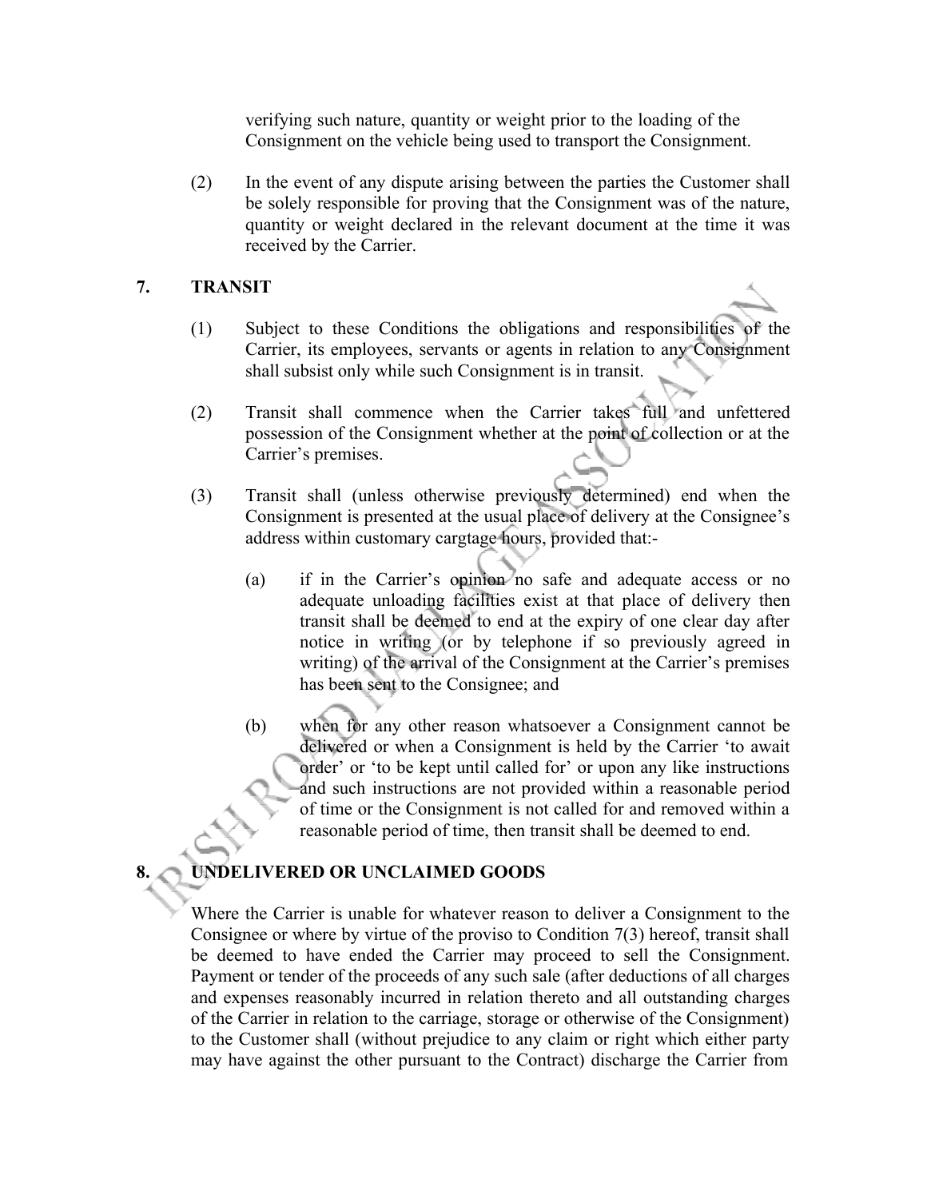verifying such nature, quantity or weight prior to the loading of the Consignment on the vehicle being used to transport the Consignment.

(2) In the event of any dispute arising between the parties the Customer shall be solely responsible for proving that the Consignment was of the nature, quantity or weight declared in the relevant document at the time it was received by the Carrier.

## 7. TRANSIT

(1) Subject to these Conditions the obligations and responsibilities of the Carrier, its employees, servants or agents in relation to any Consignment shall subsist only while such Consignment is in transit.

(2) Transit shall commence when the Carrier takes full and unfettered possession of the Consignment whether at the point of collection or at the Carrier's premises.

(3) Transit shall (unless otherwise previously determined) end when the Consignment is presented at the usual place of delivery at the Consignee's address within customary cargtage hours, provided that:-

(a) if in the Carrier's opinion no safe and adequate access or no adequate unloading facilities exist at that place of delivery then transit shall be deemed to end at the expiry of one clear day after notice in writing (or by telephone if so previously agreed in writing) of the arrival of the Consignment at the Carrier's premises has been sent to the Consignee; and

(b) when for any other reason whatsoever a Consignment cannot be delivered or when a Consignment is held by the Carrier 'to await order' or 'to be kept until called for' or upon any like instructions and such instructions are not provided within a reasonable period of time or the Consignment is not called for and removed within a reasonable period of time, then transit shall be deemed to end.

## 8. UNDELIVERED OR UNCLAIMED GOODS

Where the Carrier is unable for whatever reason to deliver a Consignment to the Consignee or where by virtue of the proviso to Condition 7(3) hereof, transit shall be deemed to have ended the Carrier may proceed to sell the Consignment. Payment or tender of the proceeds of any such sale (after deductions of all charges and expenses reasonably incurred in relation thereto and all outstanding charges of the Carrier in relation to the carriage, storage or otherwise of the Consignment) to the Customer shall (without prejudice to any claim or right which either party may have against the other pursuant to the Contract) discharge the Carrier from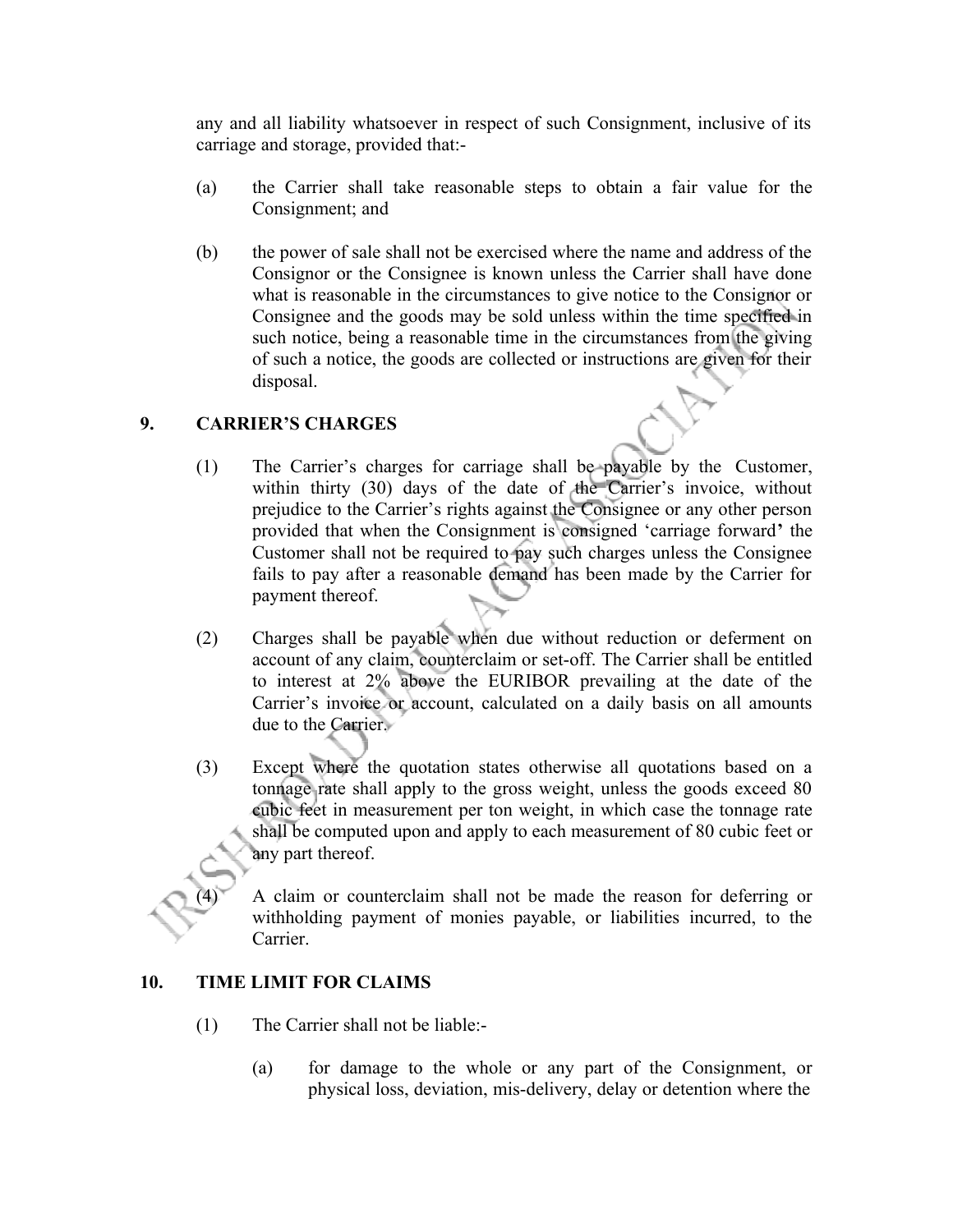any and all liability whatsoever in respect of such Consignment, inclusive of its carriage and storage, provided that:-

(a) the Carrier shall take reasonable steps to obtain a fair value for the Consignment; and

(b) the power of sale shall not be exercised where the name and address of the Consignor or the Consignee is known unless the Carrier shall have done what is reasonable in the circumstances to give notice to the Consignor or Consignee and the goods may be sold unless within the time specified in such notice, being a reasonable time in the circumstances from the giving of such a notice, the goods are collected or instructions are given for their disposal.

## 9. CARRIER'S CHARGES

(1) The Carrier's charges for carriage shall be payable by the Customer, within thirty (30) days of the date of the Carrier's invoice, without prejudice to the Carrier's rights against the Consignee or any other person provided that when the Consignment is consigned 'carriage forward' the Customer shall not be required to pay such charges unless the Consignee fails to pay after a reasonable demand has been made by the Carrier for payment thereof.

(2) Charges shall be payable when due without reduction or deferment on account of any claim, counterclaim or set-off. The Carrier shall be entitled to interest at 2% above the EURIBOR prevailing at the date of the Carrier's invoice or account, calculated on a daily basis on all amounts due to the Carrier.

(3) Except where the quotation states otherwise all quotations based on a tonnage rate shall apply to the gross weight, unless the goods exceed 80 cubic feet in measurement per ton weight, in which case the tonnage rate shall be computed upon and apply to each measurement of 80 cubic feet or any part thereof.

(4) A claim or counterclaim shall not be made the reason for deferring or withholding payment of monies payable, or liabilities incurred, to the Carrier.

## 10. TIME LIMIT FOR CLAIMS

(1) The Carrier shall not be liable:-

(a) for damage to the whole or any part of the Consignment, or physical loss, deviation, mis-delivery, delay or detention where the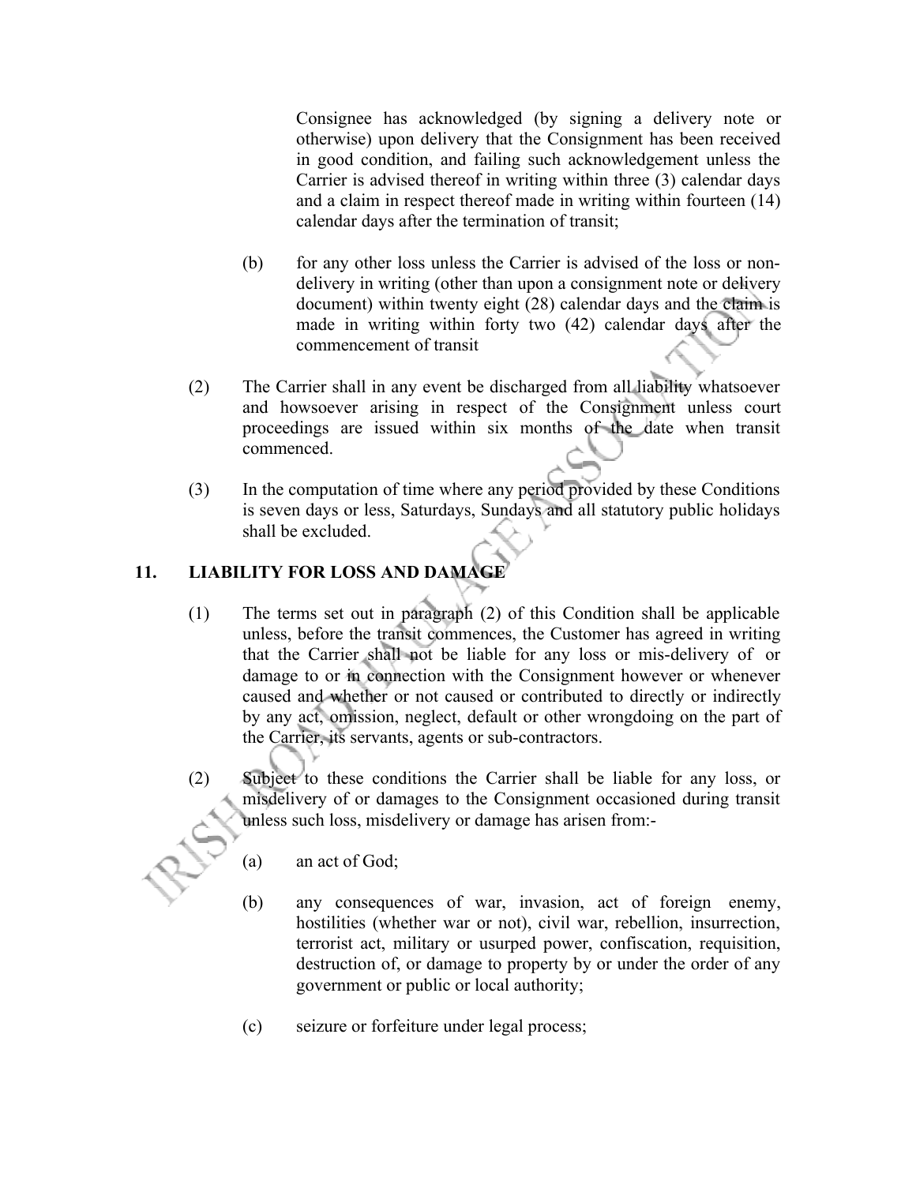Consignee has acknowledged (by signing a delivery note or otherwise) upon delivery that the Consignment has been received in good condition, and failing such acknowledgement unless the Carrier is advised thereof in writing within three (3) calendar days and a claim in respect thereof made in writing within fourteen (14) calendar days after the termination of transit;

(b) for any other loss unless the Carrier is advised of the loss or non-delivery in writing (other than upon a consignment note or delivery document) within twenty eight (28) calendar days and the claim is made in writing within forty two (42) calendar days after the commencement of transit

(2) The Carrier shall in any event be discharged from all liability whatsoever and howsoever arising in respect of the Consignment unless court proceedings are issued within six months of the date when transit commenced.

(3) In the computation of time where any period provided by these Conditions is seven days or less, Saturdays, Sundays and all statutory public holidays shall be excluded.

## 11. LIABILITY FOR LOSS AND DAMAGE

(1) The terms set out in paragraph (2) of this Condition shall be applicable unless, before the transit commences, the Customer has agreed in writing that the Carrier shall not be liable for any loss or mis-delivery of or damage to or in connection with the Consignment however or whenever caused and whether or not caused or contributed to directly or indirectly by any act, omission, neglect, default or other wrongdoing on the part of the Carrier, its servants, agents or sub-contractors.

(2) Subject to these conditions the Carrier shall be liable for any loss, or misdelivery of or damages to the Consignment occasioned during transit unless such loss, misdelivery or damage has arisen from:-

(a) an act of God;

(b) any consequences of war, invasion, act of foreign enemy, hostilities (whether war or not), civil war, rebellion, insurrection, terrorist act, military or usurped power, confiscation, requisition, destruction of, or damage to property by or under the order of any government or public or local authority;

(c) seizure or forfeiture under legal process;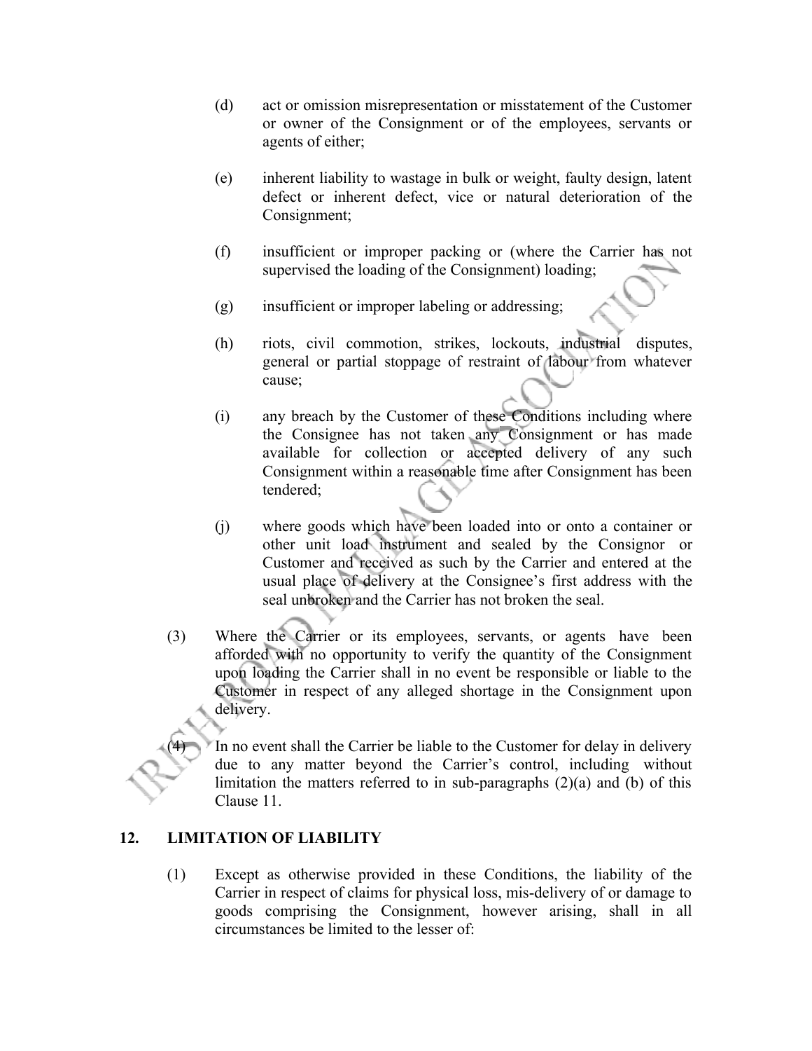(d) act or omission misrepresentation or misstatement of the Customer or owner of the Consignment or of the employees, servants or agents of either;

(e) inherent liability to wastage in bulk or weight, faulty design, latent defect or inherent defect, vice or natural deterioration of the Consignment;

(f) insufficient or improper packing or (where the Carrier has not supervised the loading of the Consignment) loading;

(g) insufficient or improper labeling or addressing;

(h) riots, civil commotion, strikes, lockouts, industrial disputes, general or partial stoppage of restraint of labour from whatever cause;

(i) any breach by the Customer of these Conditions including where the Consignee has not taken any Consignment or has made available for collection or accepted delivery of any such Consignment within a reasonable time after Consignment has been tendered;

(j) where goods which have been loaded into or onto a container or other unit load instrument and sealed by the Consignor or Customer and received as such by the Carrier and entered at the usual place of delivery at the Consignee's first address with the seal unbroken and the Carrier has not broken the seal.

(3) Where the Carrier or its employees, servants, or agents have been afforded with no opportunity to verify the quantity of the Consignment upon loading the Carrier shall in no event be responsible or liable to the Customer in respect of any alleged shortage in the Consignment upon delivery.

(4) In no event shall the Carrier be liable to the Customer for delay in delivery due to any matter beyond the Carrier's control, including without limitation the matters referred to in sub-paragraphs (2)(a) and (b) of this Clause 11.

## 12. LIMITATION OF LIABILITY

(1) Except as otherwise provided in these Conditions, the liability of the Carrier in respect of claims for physical loss, mis-delivery of or damage to goods comprising the Consignment, however arising, shall in all circumstances be limited to the lesser of: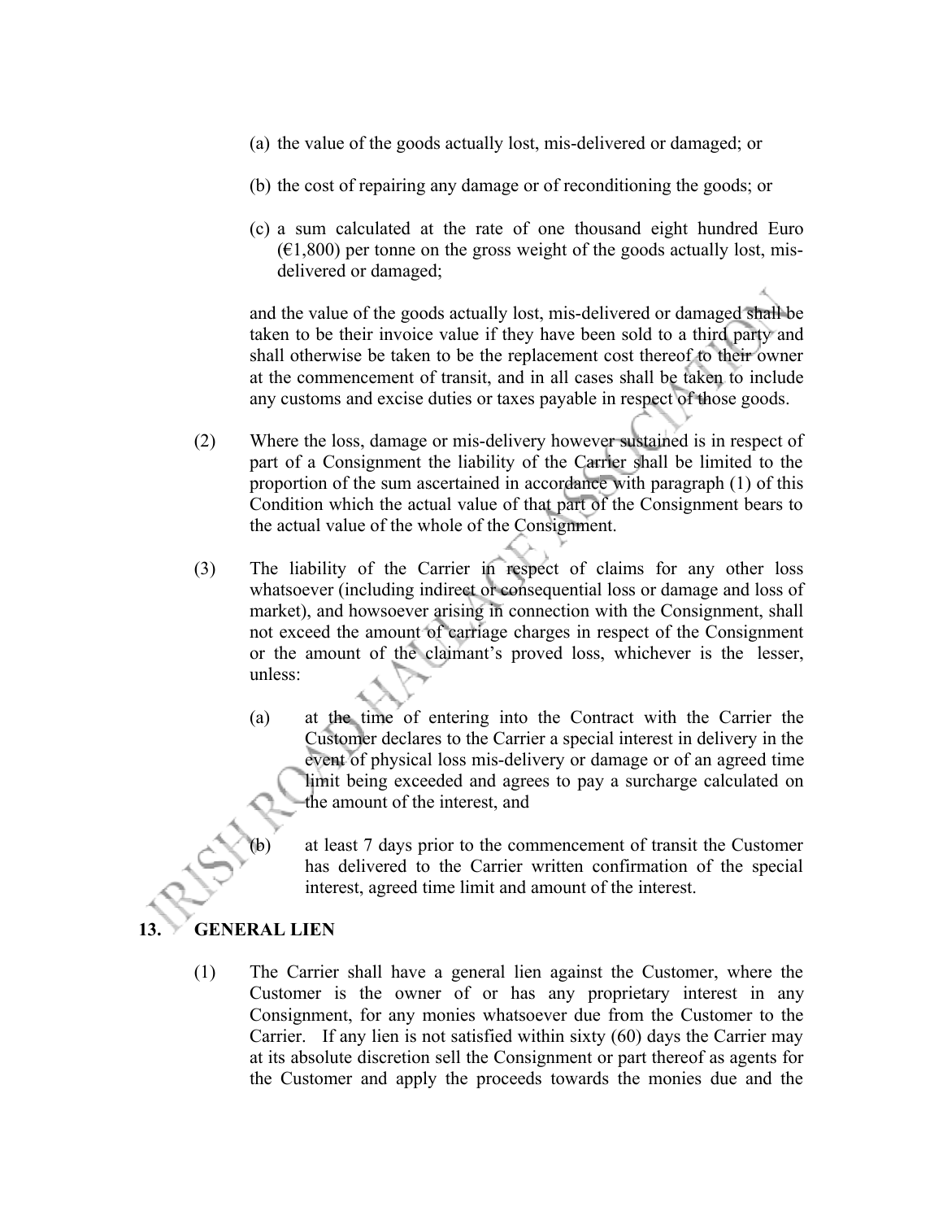(a) the value of the goods actually lost, mis-delivered or damaged; or

(b) the cost of repairing any damage or of reconditioning the goods; or

(c) a sum calculated at the rate of one thousand eight hundred Euro (€1,800) per tonne on the gross weight of the goods actually lost, mis-delivered or damaged;

and the value of the goods actually lost, mis-delivered or damaged shall be taken to be their invoice value if they have been sold to a third party and shall otherwise be taken to be the replacement cost thereof to their owner at the commencement of transit, and in all cases shall be taken to include any customs and excise duties or taxes payable in respect of those goods.

(2) Where the loss, damage or mis-delivery however sustained is in respect of part of a Consignment the liability of the Carrier shall be limited to the proportion of the sum ascertained in accordance with paragraph (1) of this Condition which the actual value of that part of the Consignment bears to the actual value of the whole of the Consignment.

(3) The liability of the Carrier in respect of claims for any other loss whatsoever (including indirect or consequential loss or damage and loss of market), and howsoever arising in connection with the Consignment, shall not exceed the amount of carriage charges in respect of the Consignment or the amount of the claimant's proved loss, whichever is the lesser, unless:

(a) at the time of entering into the Contract with the Carrier the Customer declares to the Carrier a special interest in delivery in the event of physical loss mis-delivery or damage or of an agreed time limit being exceeded and agrees to pay a surcharge calculated on the amount of the interest, and

(b) at least 7 days prior to the commencement of transit the Customer has delivered to the Carrier written confirmation of the special interest, agreed time limit and amount of the interest.

## 13. GENERAL LIEN

(1) The Carrier shall have a general lien against the Customer, where the Customer is the owner of or has any proprietary interest in any Consignment, for any monies whatsoever due from the Customer to the Carrier. If any lien is not satisfied within sixty (60) days the Carrier may at its absolute discretion sell the Consignment or part thereof as agents for the Customer and apply the proceeds towards the monies due and the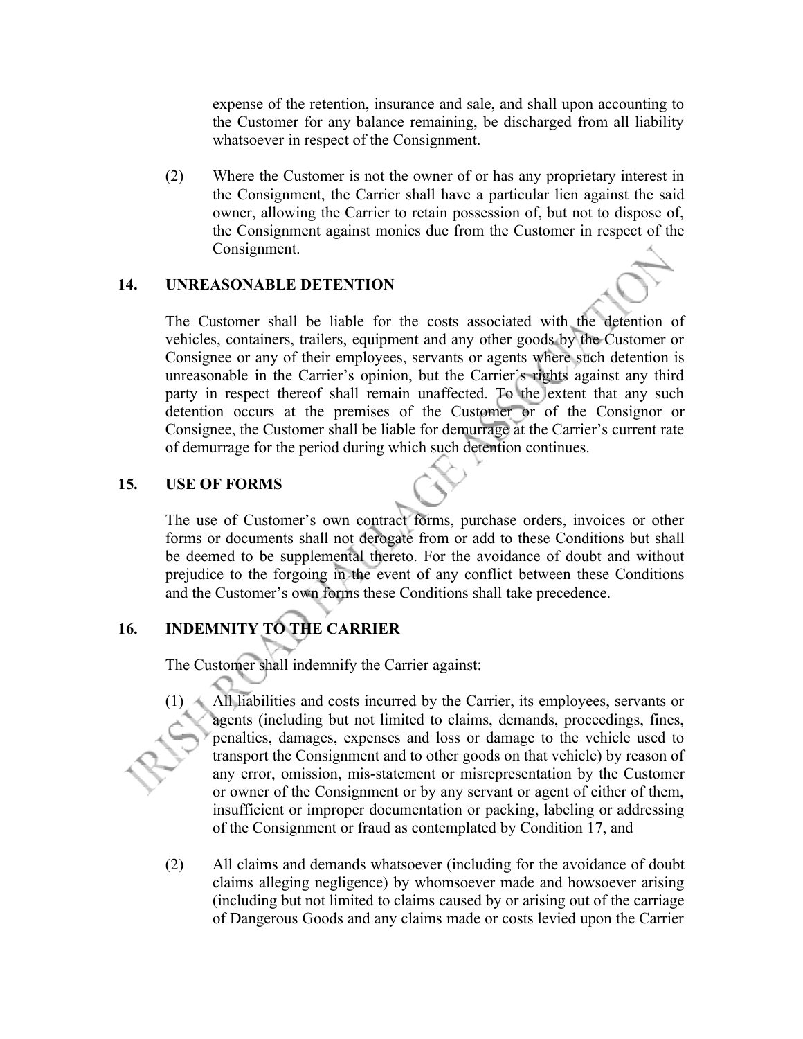expense of the retention, insurance and sale, and shall upon accounting to the Customer for any balance remaining, be discharged from all liability whatsoever in respect of the Consignment.

(2) Where the Customer is not the owner of or has any proprietary interest in the Consignment, the Carrier shall have a particular lien against the said owner, allowing the Carrier to retain possession of, but not to dispose of, the Consignment against monies due from the Customer in respect of the Consignment.

## 14. UNREASONABLE DETENTION

The Customer shall be liable for the costs associated with the detention of vehicles, containers, trailers, equipment and any other goods by the Customer or Consignee or any of their employees, servants or agents where such detention is unreasonable in the Carrier's opinion, but the Carrier's rights against any third party in respect thereof shall remain unaffected. To the extent that any such detention occurs at the premises of the Customer or of the Consignor or Consignee, the Customer shall be liable for demurrage at the Carrier's current rate of demurrage for the period during which such detention continues.

## 15. USE OF FORMS

The use of Customer's own contract forms, purchase orders, invoices or other forms or documents shall not derogate from or add to these Conditions but shall be deemed to be supplemental thereto. For the avoidance of doubt and without prejudice to the forgoing in the event of any conflict between these Conditions and the Customer's own forms these Conditions shall take precedence.

## 16. INDEMNITY TO THE CARRIER

The Customer shall indemnify the Carrier against:

(1) All liabilities and costs incurred by the Carrier, its employees, servants or agents (including but not limited to claims, demands, proceedings, fines, penalties, damages, expenses and loss or damage to the vehicle used to transport the Consignment and to other goods on that vehicle) by reason of any error, omission, mis-statement or misrepresentation by the Customer or owner of the Consignment or by any servant or agent of either of them, insufficient or improper documentation or packing, labeling or addressing of the Consignment or fraud as contemplated by Condition 17, and

(2) All claims and demands whatsoever (including for the avoidance of doubt claims alleging negligence) by whomsoever made and howsoever arising (including but not limited to claims caused by or arising out of the carriage of Dangerous Goods and any claims made or costs levied upon the Carrier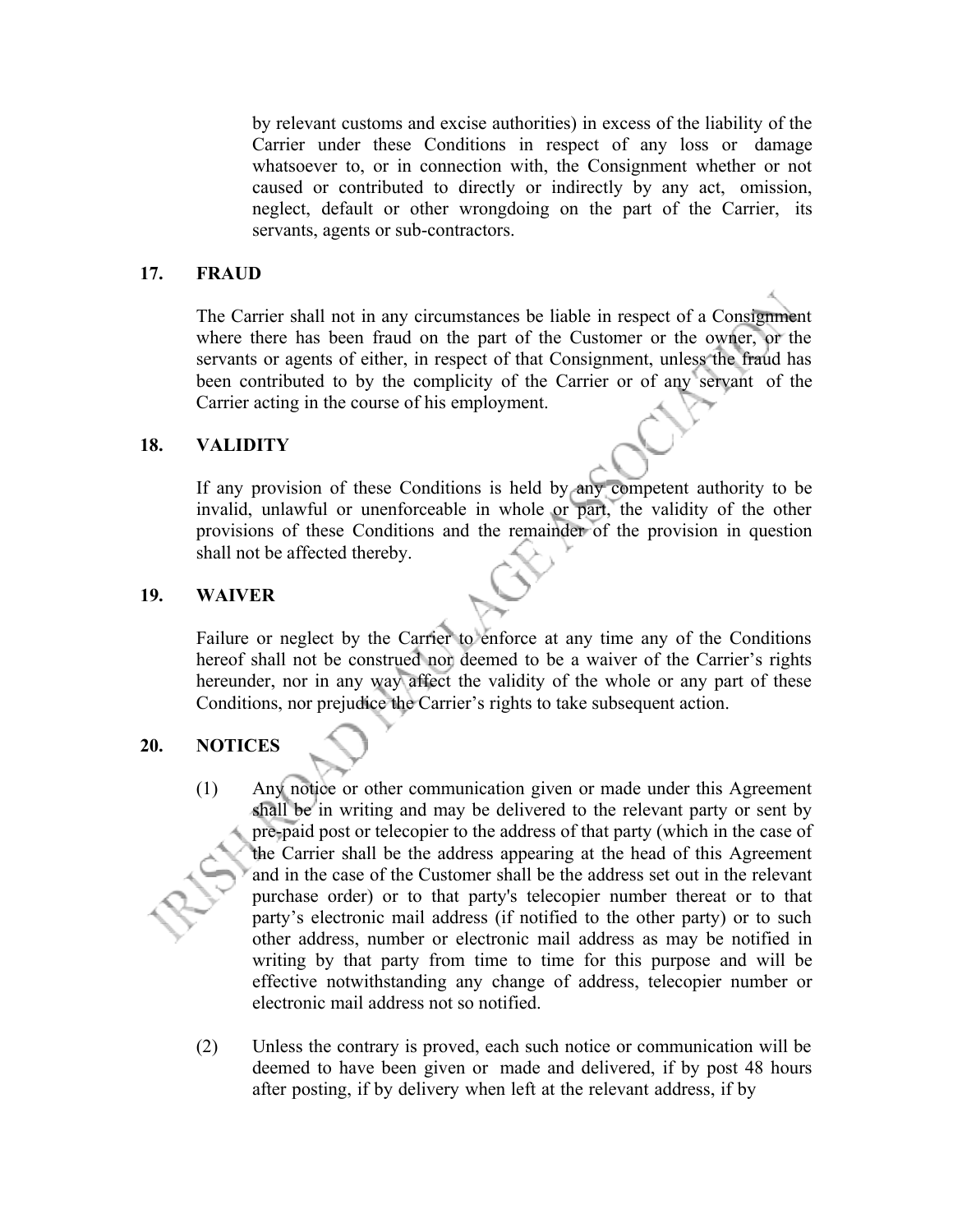by relevant customs and excise authorities) in excess of the liability of the Carrier under these Conditions in respect of any loss or damage whatsoever to, or in connection with, the Consignment whether or not caused or contributed to directly or indirectly by any act, omission, neglect, default or other wrongdoing on the part of the Carrier, its servants, agents or sub-contractors.

## 17. FRAUD

The Carrier shall not in any circumstances be liable in respect of a Consignment where there has been fraud on the part of the Customer or the owner, or the servants or agents of either, in respect of that Consignment, unless the fraud has been contributed to by the complicity of the Carrier or of any servant of the Carrier acting in the course of his employment.

## 18. VALIDITY

If any provision of these Conditions is held by any competent authority to be invalid, unlawful or unenforceable in whole or part, the validity of the other provisions of these Conditions and the remainder of the provision in question shall not be affected thereby.

## 19. WAIVER

Failure or neglect by the Carrier to enforce at any time any of the Conditions hereof shall not be construed nor deemed to be a waiver of the Carrier's rights hereunder, nor in any way affect the validity of the whole or any part of these Conditions, nor prejudice the Carrier's rights to take subsequent action.

## 20. NOTICES

(1) Any notice or other communication given or made under this Agreement shall be in writing and may be delivered to the relevant party or sent by pre-paid post or telecopier to the address of that party (which in the case of the Carrier shall be the address appearing at the head of this Agreement and in the case of the Customer shall be the address set out in the relevant purchase order) or to that party's telecopier number thereat or to that party's electronic mail address (if notified to the other party) or to such other address, number or electronic mail address as may be notified in writing by that party from time to time for this purpose and will be effective notwithstanding any change of address, telecopier number or electronic mail address not so notified.

(2) Unless the contrary is proved, each such notice or communication will be deemed to have been given or made and delivered, if by post 48 hours after posting, if by delivery when left at the relevant address, if by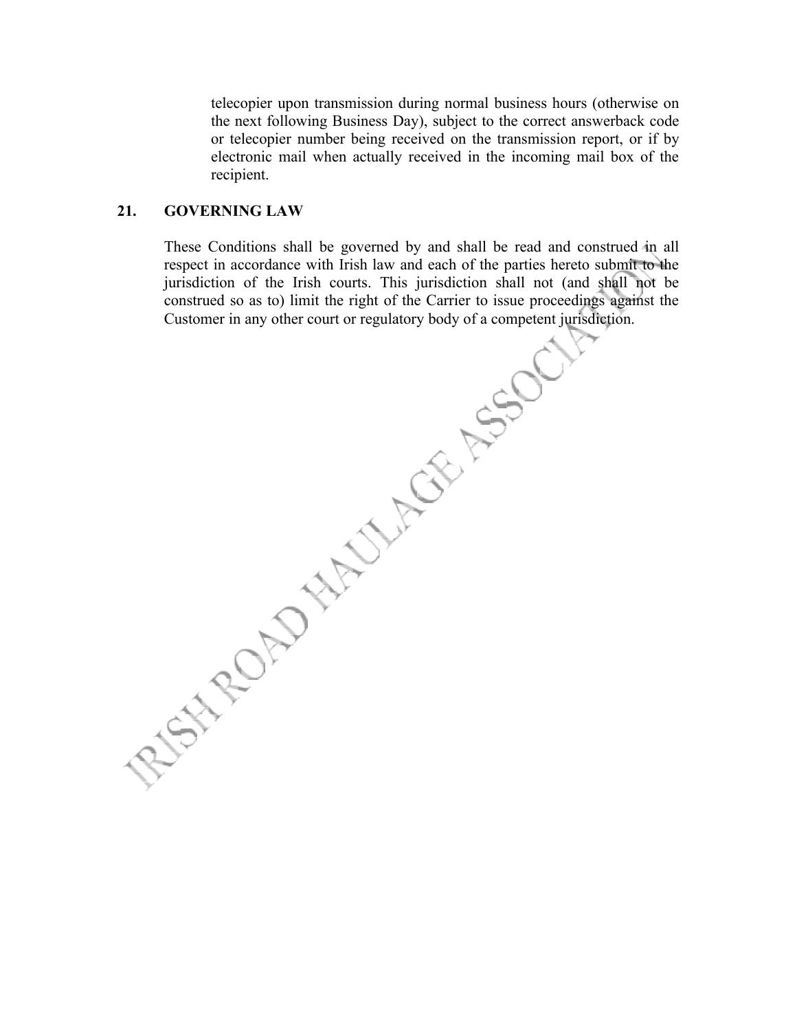telecopier upon transmission during normal business hours (otherwise on the next following Business Day), subject to the correct answerback code or telecopier number being received on the transmission report, or if by electronic mail when actually received in the incoming mail box of the recipient.

## 21. GOVERNING LAW

These Conditions shall be governed by and shall be read and construed in all respect in accordance with Irish law and each of the parties hereto submit to the jurisdiction of the Irish courts. This jurisdiction shall not (and shall not be construed so as to) limit the right of the Carrier to issue proceedings against the Customer in any other court or regulatory body of a competent jurisdiction.